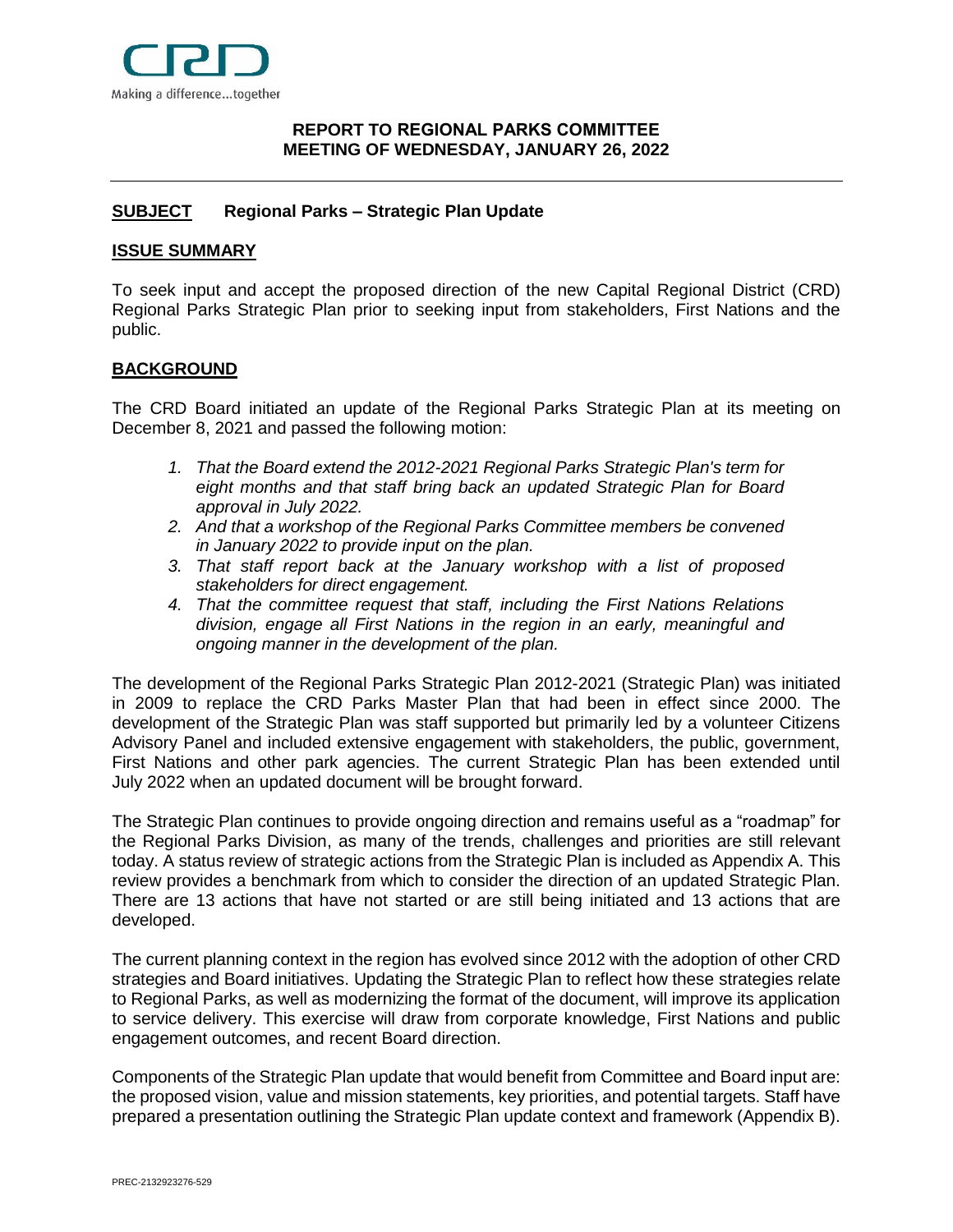Making a difference...together

**REPORT TO REGIONAL PARKS COMMITTEE**
**MEETING OF WEDNESDAY, JANUARY 26, 2022**

---

**SUBJECT** **Regional Parks – Strategic Plan Update**

## ISSUE SUMMARY

To seek input and accept the proposed direction of the new Capital Regional District (CRD) Regional Parks Strategic Plan prior to seeking input from stakeholders, First Nations and the public.

## BACKGROUND

The CRD Board initiated an update of the Regional Parks Strategic Plan at its meeting on December 8, 2021 and passed the following motion:

1. *That the Board extend the 2012-2021 Regional Parks Strategic Plan's term for eight months and that staff bring back an updated Strategic Plan for Board approval in July 2022.*
2. *And that a workshop of the Regional Parks Committee members be convened in January 2022 to provide input on the plan.*
3. *That staff report back at the January workshop with a list of proposed stakeholders for direct engagement.*
4. *That the committee request that staff, including the First Nations Relations division, engage all First Nations in the region in an early, meaningful and ongoing manner in the development of the plan.*

The development of the Regional Parks Strategic Plan 2012-2021 (Strategic Plan) was initiated in 2009 to replace the CRD Parks Master Plan that had been in effect since 2000. The development of the Strategic Plan was staff supported but primarily led by a volunteer Citizens Advisory Panel and included extensive engagement with stakeholders, the public, government, First Nations and other park agencies. The current Strategic Plan has been extended until July 2022 when an updated document will be brought forward.

The Strategic Plan continues to provide ongoing direction and remains useful as a "roadmap" for the Regional Parks Division, as many of the trends, challenges and priorities are still relevant today. A status review of strategic actions from the Strategic Plan is included as Appendix A. This review provides a benchmark from which to consider the direction of an updated Strategic Plan. There are 13 actions that have not started or are still being initiated and 13 actions that are developed.

The current planning context in the region has evolved since 2012 with the adoption of other CRD strategies and Board initiatives. Updating the Strategic Plan to reflect how these strategies relate to Regional Parks, as well as modernizing the format of the document, will improve its application to service delivery. This exercise will draw from corporate knowledge, First Nations and public engagement outcomes, and recent Board direction.

Components of the Strategic Plan update that would benefit from Committee and Board input are: the proposed vision, value and mission statements, key priorities, and potential targets. Staff have prepared a presentation outlining the Strategic Plan update context and framework (Appendix B).

PREC-2132923276-529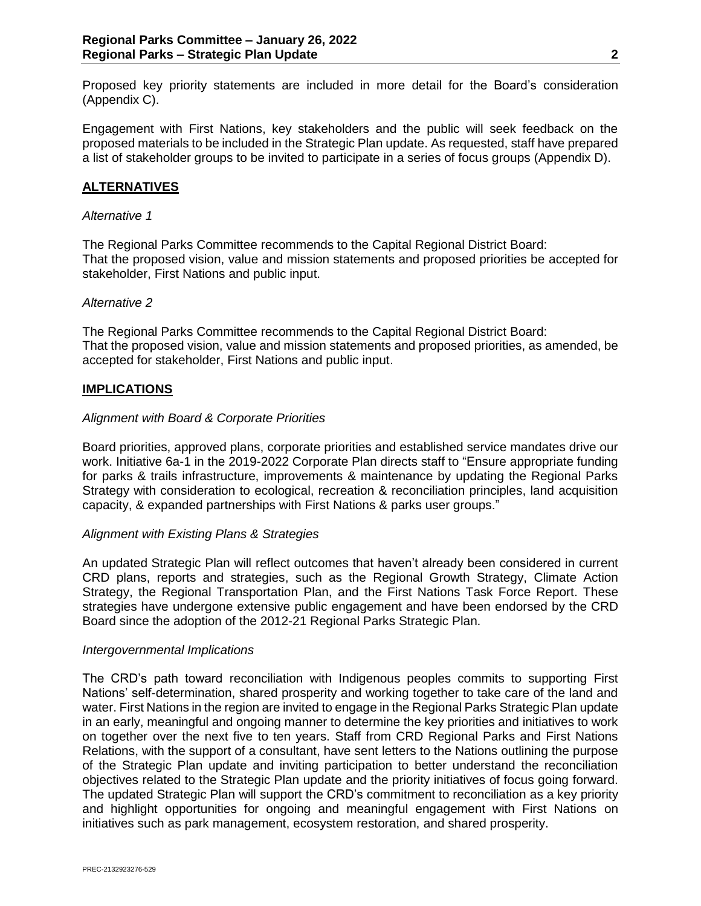Proposed key priority statements are included in more detail for the Board's consideration (Appendix C).

Engagement with First Nations, key stakeholders and the public will seek feedback on the proposed materials to be included in the Strategic Plan update. As requested, staff have prepared a list of stakeholder groups to be invited to participate in a series of focus groups (Appendix D).

## ALTERNATIVES

*Alternative 1*

The Regional Parks Committee recommends to the Capital Regional District Board:
That the proposed vision, value and mission statements and proposed priorities be accepted for stakeholder, First Nations and public input.

*Alternative 2*

The Regional Parks Committee recommends to the Capital Regional District Board:
That the proposed vision, value and mission statements and proposed priorities, as amended, be accepted for stakeholder, First Nations and public input.

## IMPLICATIONS

*Alignment with Board & Corporate Priorities*

Board priorities, approved plans, corporate priorities and established service mandates drive our work. Initiative 6a-1 in the 2019-2022 Corporate Plan directs staff to "Ensure appropriate funding for parks & trails infrastructure, improvements & maintenance by updating the Regional Parks Strategy with consideration to ecological, recreation & reconciliation principles, land acquisition capacity, & expanded partnerships with First Nations & parks user groups."

*Alignment with Existing Plans & Strategies*

An updated Strategic Plan will reflect outcomes that haven't already been considered in current CRD plans, reports and strategies, such as the Regional Growth Strategy, Climate Action Strategy, the Regional Transportation Plan, and the First Nations Task Force Report. These strategies have undergone extensive public engagement and have been endorsed by the CRD Board since the adoption of the 2012-21 Regional Parks Strategic Plan.

*Intergovernmental Implications*

The CRD's path toward reconciliation with Indigenous peoples commits to supporting First Nations' self-determination, shared prosperity and working together to take care of the land and water. First Nations in the region are invited to engage in the Regional Parks Strategic Plan update in an early, meaningful and ongoing manner to determine the key priorities and initiatives to work on together over the next five to ten years. Staff from CRD Regional Parks and First Nations Relations, with the support of a consultant, have sent letters to the Nations outlining the purpose of the Strategic Plan update and inviting participation to better understand the reconciliation objectives related to the Strategic Plan update and the priority initiatives of focus going forward. The updated Strategic Plan will support the CRD's commitment to reconciliation as a key priority and highlight opportunities for ongoing and meaningful engagement with First Nations on initiatives such as park management, ecosystem restoration, and shared prosperity.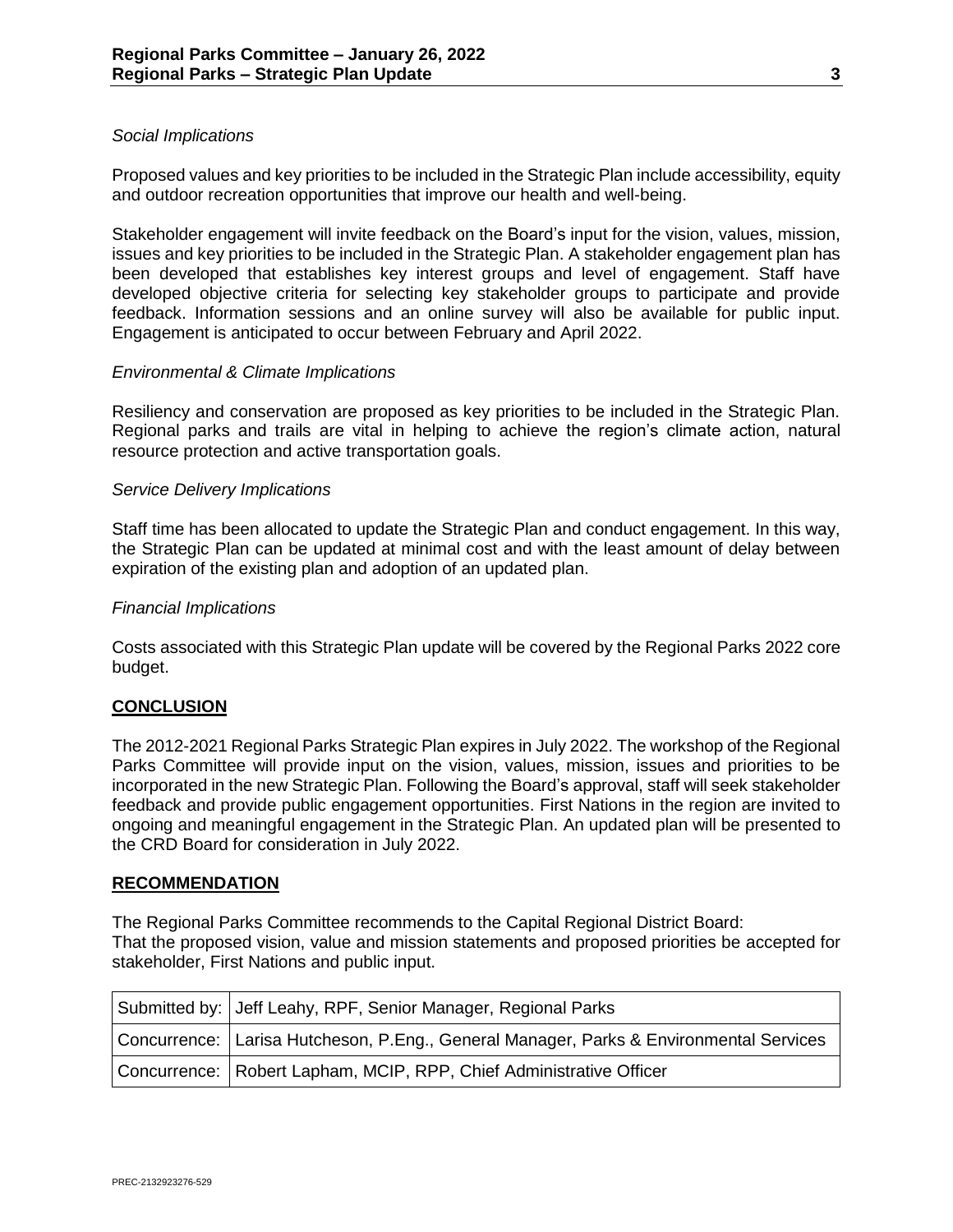*Social Implications*

Proposed values and key priorities to be included in the Strategic Plan include accessibility, equity and outdoor recreation opportunities that improve our health and well-being.

Stakeholder engagement will invite feedback on the Board's input for the vision, values, mission, issues and key priorities to be included in the Strategic Plan. A stakeholder engagement plan has been developed that establishes key interest groups and level of engagement. Staff have developed objective criteria for selecting key stakeholder groups to participate and provide feedback. Information sessions and an online survey will also be available for public input. Engagement is anticipated to occur between February and April 2022.

*Environmental & Climate Implications*

Resiliency and conservation are proposed as key priorities to be included in the Strategic Plan. Regional parks and trails are vital in helping to achieve the region's climate action, natural resource protection and active transportation goals.

*Service Delivery Implications*

Staff time has been allocated to update the Strategic Plan and conduct engagement. In this way, the Strategic Plan can be updated at minimal cost and with the least amount of delay between expiration of the existing plan and adoption of an updated plan.

*Financial Implications*

Costs associated with this Strategic Plan update will be covered by the Regional Parks 2022 core budget.

## CONCLUSION

The 2012-2021 Regional Parks Strategic Plan expires in July 2022. The workshop of the Regional Parks Committee will provide input on the vision, values, mission, issues and priorities to be incorporated in the new Strategic Plan. Following the Board's approval, staff will seek stakeholder feedback and provide public engagement opportunities. First Nations in the region are invited to ongoing and meaningful engagement in the Strategic Plan. An updated plan will be presented to the CRD Board for consideration in July 2022.

## RECOMMENDATION

The Regional Parks Committee recommends to the Capital Regional District Board:
That the proposed vision, value and mission statements and proposed priorities be accepted for stakeholder, First Nations and public input.

| | |
|---|---|
| Submitted by: | Jeff Leahy, RPF, Senior Manager, Regional Parks |
| Concurrence: | Larisa Hutcheson, P.Eng., General Manager, Parks & Environmental Services |
| Concurrence: | Robert Lapham, MCIP, RPP, Chief Administrative Officer |

PREC-2132923276-529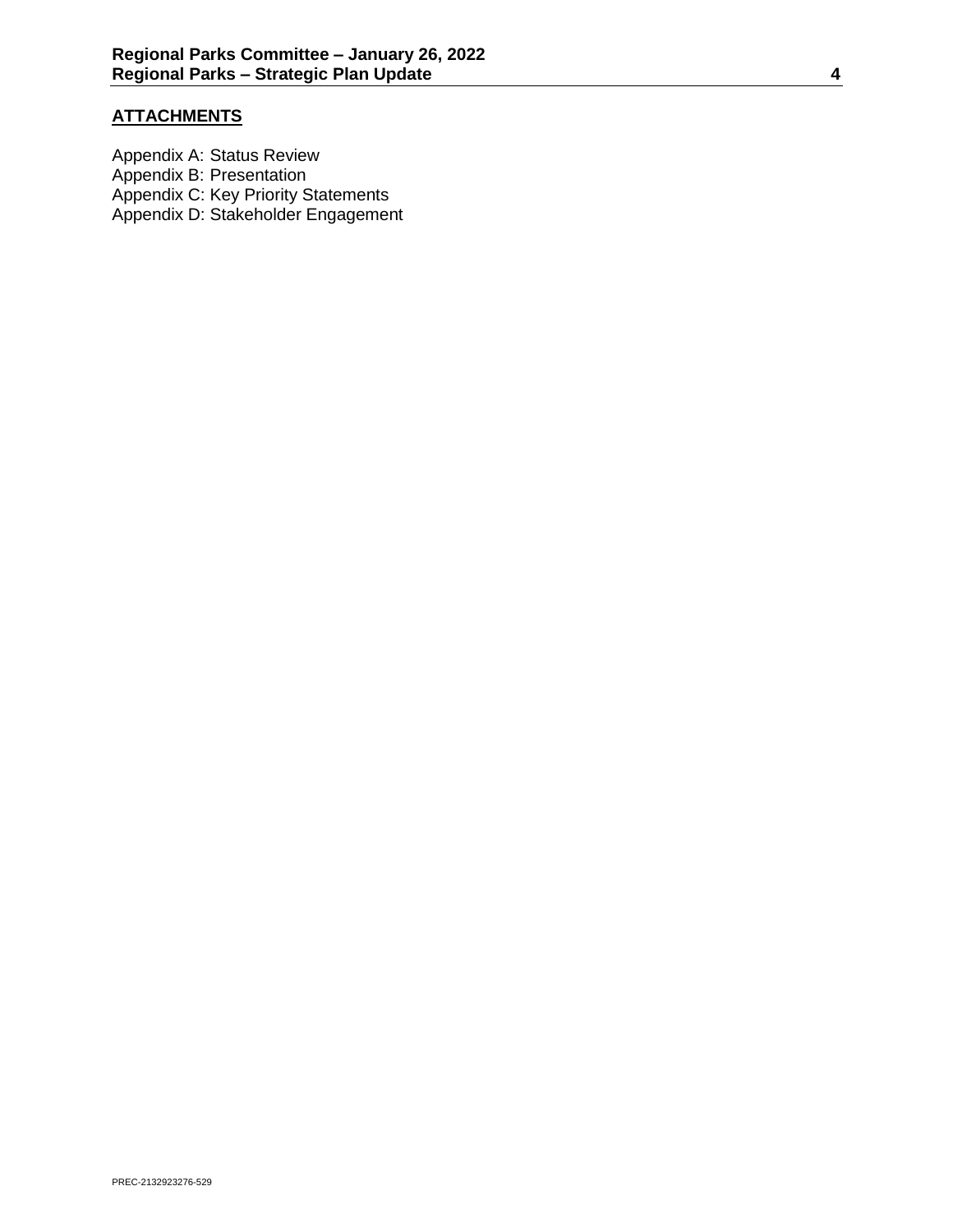## ATTACHMENTS

Appendix A: Status Review
Appendix B: Presentation
Appendix C: Key Priority Statements
Appendix D: Stakeholder Engagement